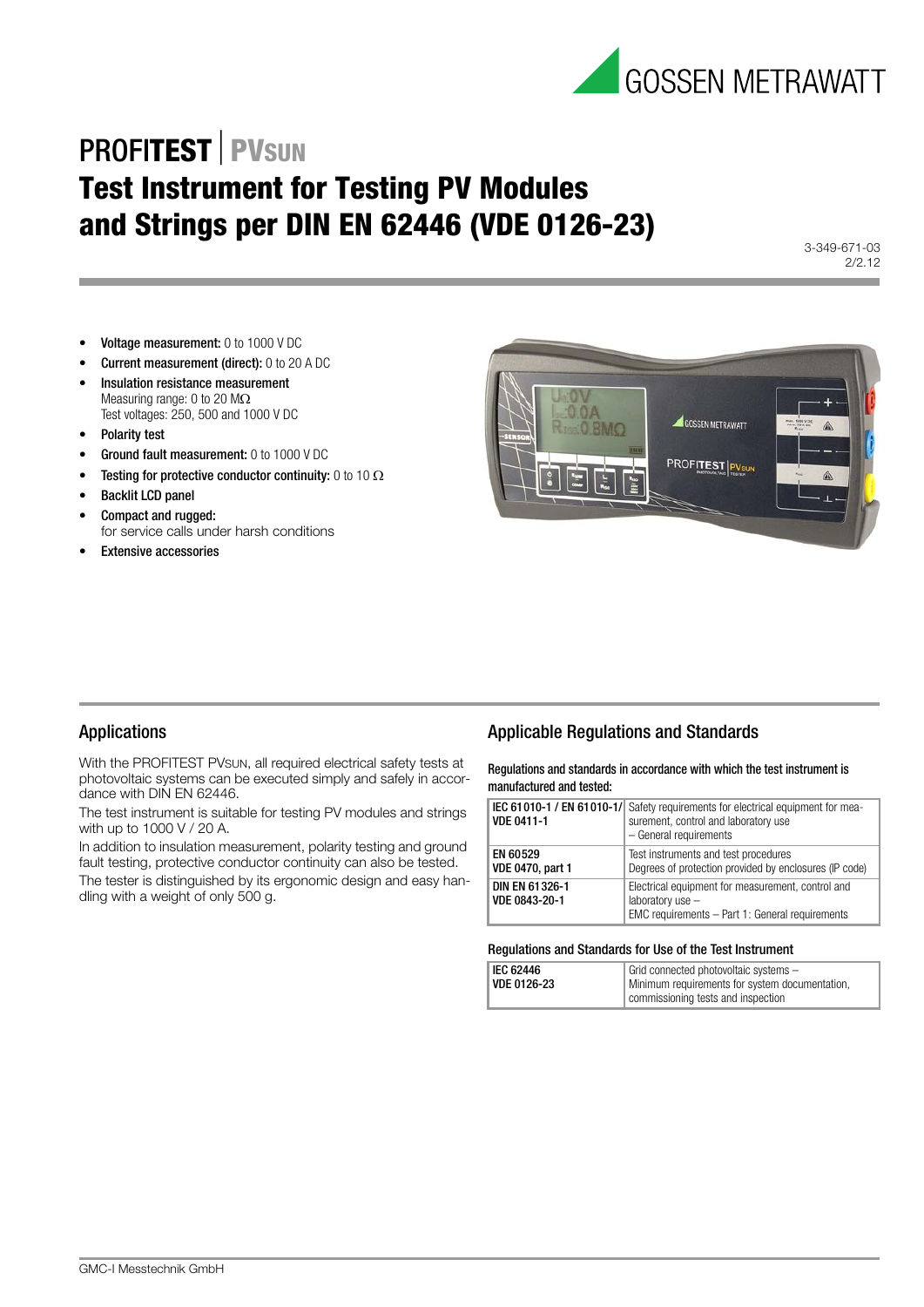# PROFITEST | PVSUN

# Test Instrument for Testing PV Modules and Strings per DIN EN 62446 (VDE 0126-23)

3-349-671-03
2/2.12

- **Voltage measurement:** 0 to 1000 V DC
- **Current measurement (direct):** 0 to 20 A DC
- **Insulation resistance measurement**
  Measuring range: 0 to 20 MΩ
  Test voltages: 250, 500 and 1000 V DC
- **Polarity test**
- **Ground fault measurement:** 0 to 1000 V DC
- **Testing for protective conductor continuity:** 0 to 10 Ω
- **Backlit LCD panel**
- **Compact and rugged:**
  for service calls under harsh conditions
- **Extensive accessories**

## Applications

With the PROFITEST PVSUN, all required electrical safety tests at photovoltaic systems can be executed simply and safely in accordance with DIN EN 62446.

The test instrument is suitable for testing PV modules and strings with up to 1000 V / 20 A.

In addition to insulation measurement, polarity testing and ground fault testing, protective conductor continuity can also be tested.

The tester is distinguished by its ergonomic design and easy handling with a weight of only 500 g.

## Applicable Regulations and Standards

Regulations and standards in accordance with which the test instrument is manufactured and tested:

| | |
|---|---|
| **IEC 61010-1 / EN 61010-1/ VDE 0411-1** | Safety requirements for electrical equipment for measurement, control and laboratory use – General requirements |
| **EN 60529 VDE 0470, part 1** | Test instruments and test procedures Degrees of protection provided by enclosures (IP code) |
| **DIN EN 61326-1 VDE 0843-20-1** | Electrical equipment for measurement, control and laboratory use – EMC requirements – Part 1: General requirements |

Regulations and Standards for Use of the Test Instrument

| | |
|---|---|
| **IEC 62446 VDE 0126-23** | Grid connected photovoltaic systems – Minimum requirements for system documentation, commissioning tests and inspection |

GMC-I Messtechnik GmbH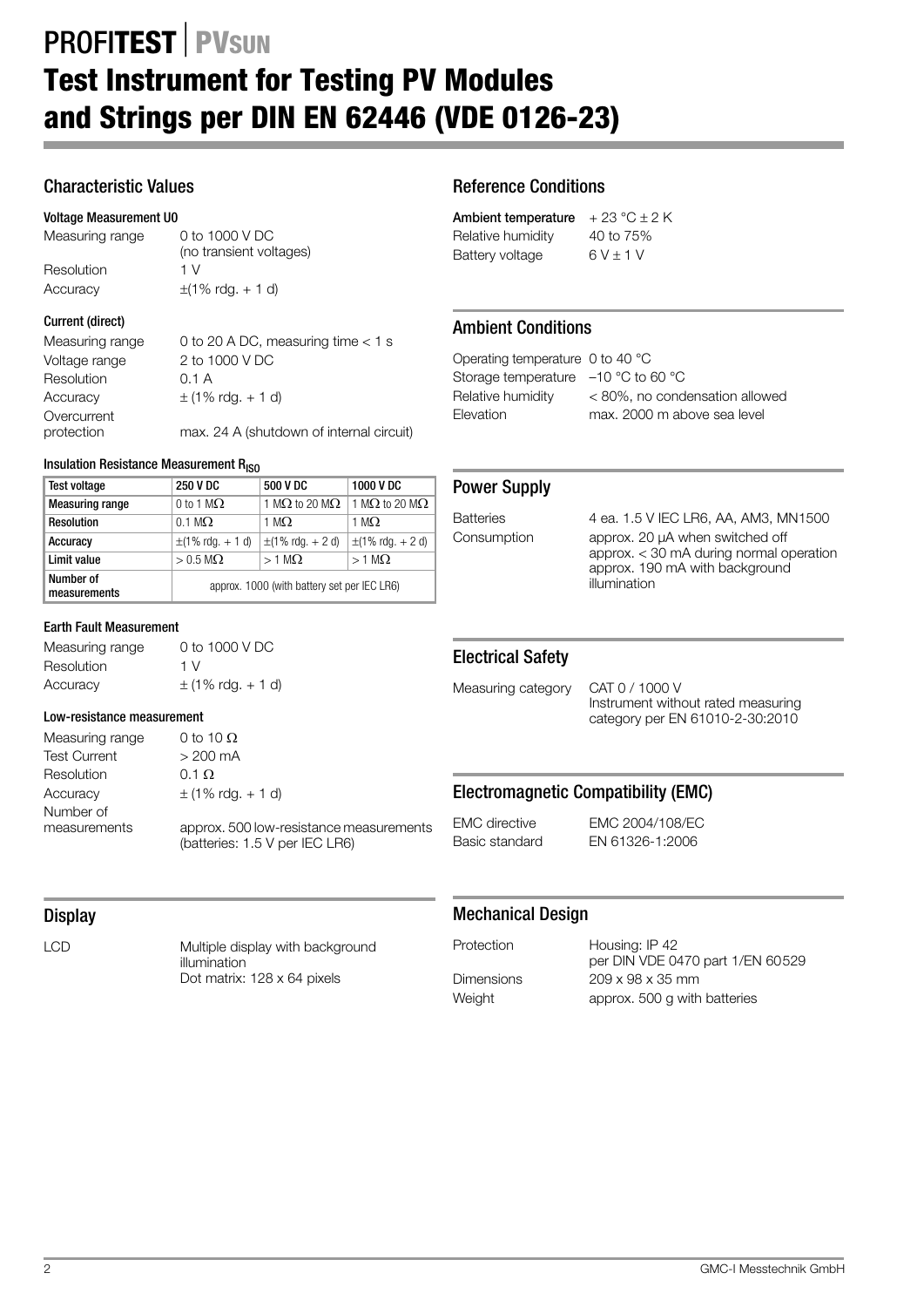# PROFI**TEST** | PVSUN

# Test Instrument for Testing PV Modules and Strings per DIN EN 62446 (VDE 0126-23)

## Characteristic Values

### Voltage Measurement U0

| | |
|---|---|
| Measuring range | 0 to 1000 V DC (no transient voltages) |
| Resolution | 1 V |
| Accuracy | ±(1% rdg. + 1 d) |

### Current (direct)

| | |
|---|---|
| Measuring range | 0 to 20 A DC, measuring time < 1 s |
| Voltage range | 2 to 1000 V DC |
| Resolution | 0.1 A |
| Accuracy | ± (1% rdg. + 1 d) |
| Overcurrent protection | max. 24 A (shutdown of internal circuit) |

### Insulation Resistance Measurement $R_{ISO}$

| Test voltage | 250 V DC | 500 V DC | 1000 V DC |
|---|---|---|---|
| Measuring range | 0 to 1 MΩ | 1 MΩ to 20 MΩ | 1 MΩ to 20 MΩ |
| Resolution | 0.1 MΩ | 1 MΩ | 1 MΩ |
| Accuracy | ±(1% rdg. + 1 d) | ±(1% rdg. + 2 d) | ±(1% rdg. + 2 d) |
| Limit value | > 0.5 MΩ | > 1 MΩ | > 1 MΩ |
| Number of measurements | approx. 1000 (with battery set per IEC LR6) | | |

### Earth Fault Measurement

| | |
|---|---|
| Measuring range | 0 to 1000 V DC |
| Resolution | 1 V |
| Accuracy | ± (1% rdg. + 1 d) |

### Low-resistance measurement

| | |
|---|---|
| Measuring range | 0 to 10 Ω |
| Test Current | > 200 mA |
| Resolution | 0.1 Ω |
| Accuracy | ± (1% rdg. + 1 d) |
| Number of measurements | approx. 500 low-resistance measurements (batteries: 1.5 V per IEC LR6) |

## Display

| | |
|---|---|
| LCD | Multiple display with background illumination<br>Dot matrix: 128 x 64 pixels |

## Reference Conditions

| | |
|---|---|
| **Ambient temperature** | + 23 °C ± 2 K |
| Relative humidity | 40 to 75% |
| Battery voltage | 6 V ± 1 V |

## Ambient Conditions

| | |
|---|---|
| Operating temperature | 0 to 40 °C |
| Storage temperature | –10 °C to 60 °C |
| Relative humidity | < 80%, no condensation allowed |
| Elevation | max. 2000 m above sea level |

## Power Supply

| | |
|---|---|
| Batteries | 4 ea. 1.5 V IEC LR6, AA, AM3, MN1500 |
| Consumption | approx. 20 µA when switched off<br>approx. < 30 mA during normal operation<br>approx. 190 mA with background illumination |

## Electrical Safety

| | |
|---|---|
| Measuring category | CAT 0 / 1000 V<br>Instrument without rated measuring category per EN 61010-2-30:2010 |

## Electromagnetic Compatibility (EMC)

| | |
|---|---|
| EMC directive | EMC 2004/108/EC |
| Basic standard | EN 61326-1:2006 |

## Mechanical Design

| | |
|---|---|
| Protection | Housing: IP 42 per DIN VDE 0470 part 1/EN 60529 |
| Dimensions | 209 x 98 x 35 mm |
| Weight | approx. 500 g with batteries |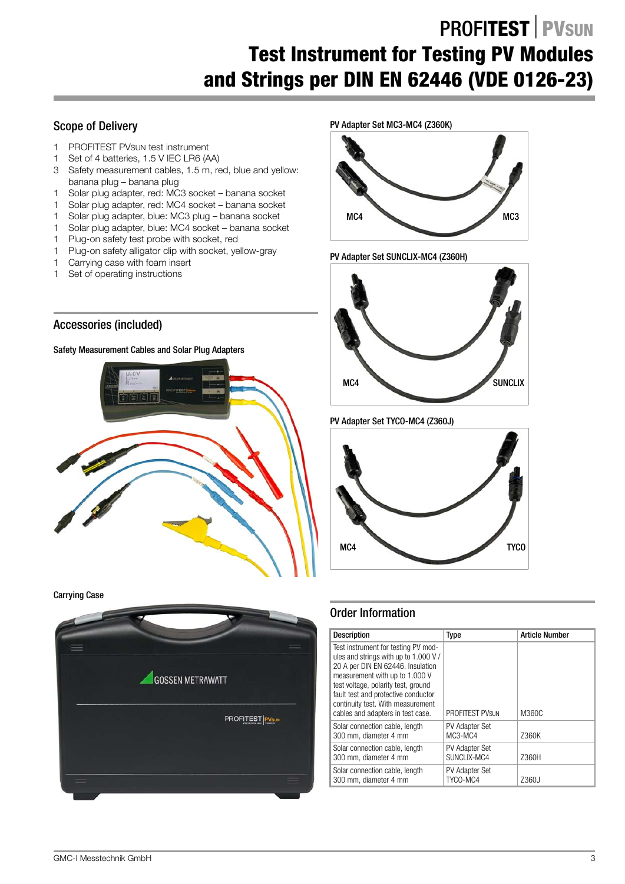# PROFITEST | PVSUN

# Test Instrument for Testing PV Modules and Strings per DIN EN 62446 (VDE 0126-23)

## Scope of Delivery

1 PROFITEST PVSUN test instrument
1 Set of 4 batteries, 1.5 V IEC LR6 (AA)
3 Safety measurement cables, 1.5 m, red, blue and yellow: banana plug – banana plug
1 Solar plug adapter, red: MC3 socket – banana socket
1 Solar plug adapter, red: MC4 socket – banana socket
1 Solar plug adapter, blue: MC3 plug – banana socket
1 Solar plug adapter, blue: MC4 socket – banana socket
1 Plug-on safety test probe with socket, red
1 Plug-on safety alligator clip with socket, yellow-gray
1 Carrying case with foam insert
1 Set of operating instructions

## Accessories (included)

### Safety Measurement Cables and Solar Plug Adapters

### Carrying Case

### PV Adapter Set MC3-MC4 (Z360K)

MC4 MC3

### PV Adapter Set SUNCLIX-MC4 (Z360H)

MC4 SUNCLIX

### PV Adapter Set TYCO-MC4 (Z360J)

MC4 TYCO

## Order Information

| Description | Type | Article Number |
|---|---|---|
| Test instrument for testing PV modules and strings with up to 1.000 V / 20 A per DIN EN 62446. Insulation measurement with up to 1.000 V test voltage, polarity test, ground fault test and protective conductor continuity test. With measurement cables and adapters in test case. | PROFITEST PVSUN | M360C |
| Solar connection cable, length 300 mm, diameter 4 mm | PV Adapter Set MC3-MC4 | Z360K |
| Solar connection cable, length 300 mm, diameter 4 mm | PV Adapter Set SUNCLIX-MC4 | Z360H |
| Solar connection cable, length 300 mm, diameter 4 mm | PV Adapter Set TYCO-MC4 | Z360J |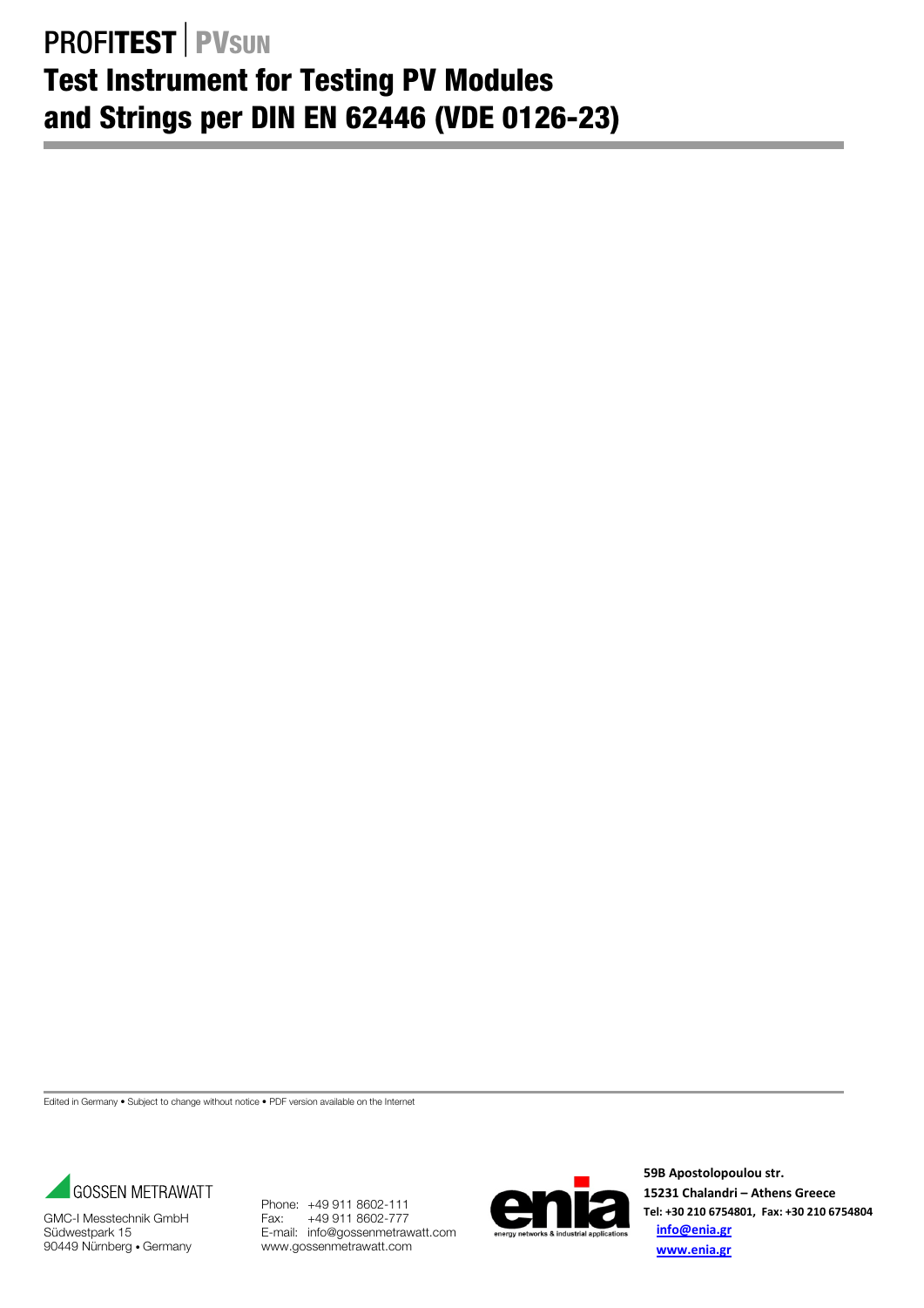# PROFITEST | PVSUN

# Test Instrument for Testing PV Modules and Strings per DIN EN 62446 (VDE 0126-23)

Edited in Germany • Subject to change without notice • PDF version available on the Internet

GOSSEN METRAWATT

GMC-I Messtechnik GmbH
Südwestpark 15
90449 Nürnberg • Germany

Phone: +49 911 8602-111
Fax: +49 911 8602-777
E-mail: info@gossenmetrawatt.com
www.gossenmetrawatt.com

enia
energy networks & industrial applications

**59B Apostolopoulou str.**
**15231 Chalandri – Athens Greece**
**Tel: +30 210 6754801, Fax: +30 210 6754804**
**info@enia.gr**
**www.enia.gr**